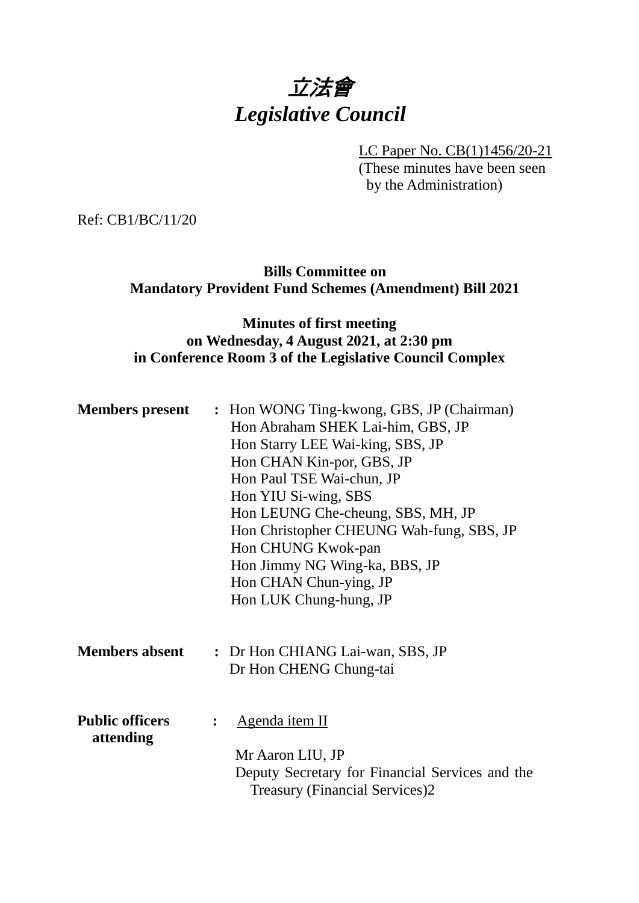# *立法會*
# *Legislative Council*

LC Paper No. CB(1)1456/20-21
(These minutes have been seen by the Administration)

Ref: CB1/BC/11/20

**Bills Committee on Mandatory Provident Fund Schemes (Amendment) Bill 2021**

**Minutes of first meeting on Wednesday, 4 August 2021, at 2:30 pm in Conference Room 3 of the Legislative Council Complex**

**Members present** : Hon WONG Ting-kwong, GBS, JP (Chairman)
Hon Abraham SHEK Lai-him, GBS, JP
Hon Starry LEE Wai-king, SBS, JP
Hon CHAN Kin-por, GBS, JP
Hon Paul TSE Wai-chun, JP
Hon YIU Si-wing, SBS
Hon LEUNG Che-cheung, SBS, MH, JP
Hon Christopher CHEUNG Wah-fung, SBS, JP
Hon CHUNG Kwok-pan
Hon Jimmy NG Wing-ka, BBS, JP
Hon CHAN Chun-ying, JP
Hon LUK Chung-hung, JP

**Members absent** : Dr Hon CHIANG Lai-wan, SBS, JP
Dr Hon CHENG Chung-tai

**Public officers attending** : Agenda item II

Mr Aaron LIU, JP
Deputy Secretary for Financial Services and the Treasury (Financial Services)2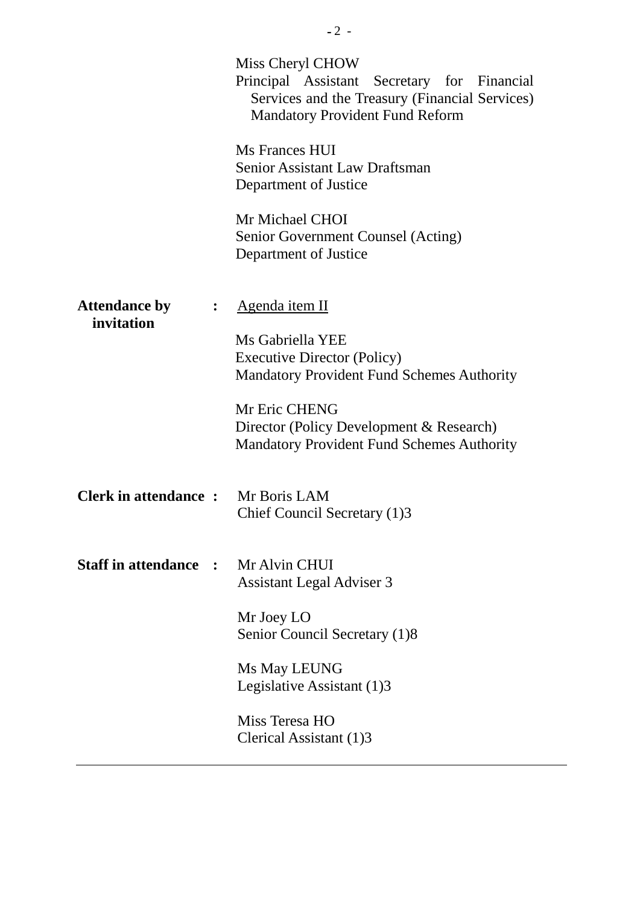Miss Cheryl CHOW
Principal Assistant Secretary for Financial Services and the Treasury (Financial Services) Mandatory Provident Fund Reform

Ms Frances HUI
Senior Assistant Law Draftsman
Department of Justice

Mr Michael CHOI
Senior Government Counsel (Acting)
Department of Justice

**Attendance by invitation** : <u>Agenda item II</u>

Ms Gabriella YEE
Executive Director (Policy)
Mandatory Provident Fund Schemes Authority

Mr Eric CHENG
Director (Policy Development & Research)
Mandatory Provident Fund Schemes Authority

**Clerk in attendance** : Mr Boris LAM
Chief Council Secretary (1)3

**Staff in attendance** : Mr Alvin CHUI
Assistant Legal Adviser 3

Mr Joey LO
Senior Council Secretary (1)8

Ms May LEUNG
Legislative Assistant (1)3

Miss Teresa HO
Clerical Assistant (1)3

---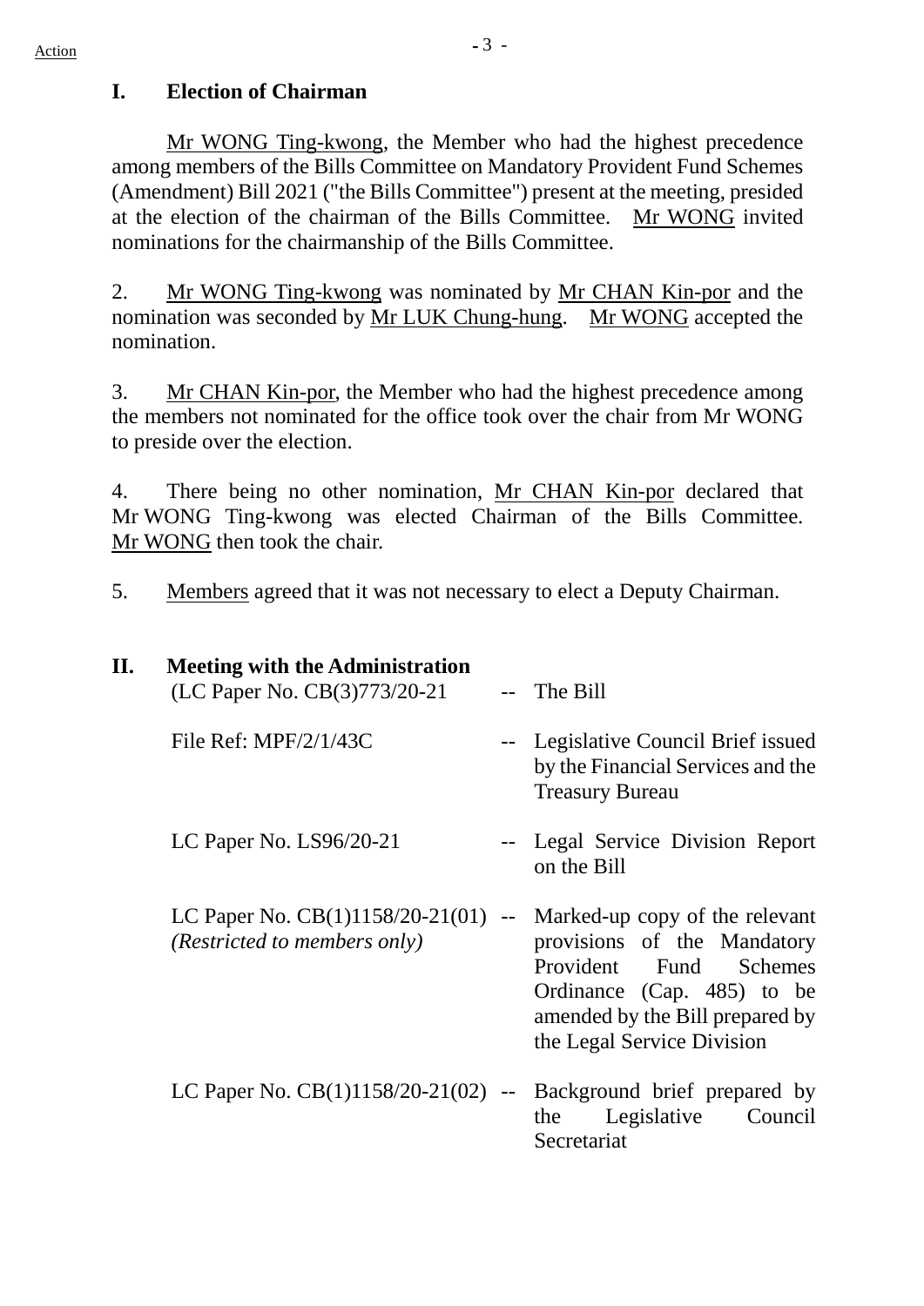## I. Election of Chairman

Mr WONG Ting-kwong, the Member who had the highest precedence among members of the Bills Committee on Mandatory Provident Fund Schemes (Amendment) Bill 2021 ("the Bills Committee") present at the meeting, presided at the election of the chairman of the Bills Committee. Mr WONG invited nominations for the chairmanship of the Bills Committee.

2. Mr WONG Ting-kwong was nominated by Mr CHAN Kin-por and the nomination was seconded by Mr LUK Chung-hung. Mr WONG accepted the nomination.

3. Mr CHAN Kin-por, the Member who had the highest precedence among the members not nominated for the office took over the chair from Mr WONG to preside over the election.

4. There being no other nomination, Mr CHAN Kin-por declared that Mr WONG Ting-kwong was elected Chairman of the Bills Committee. Mr WONG then took the chair.

5. Members agreed that it was not necessary to elect a Deputy Chairman.

## II. Meeting with the Administration

| | | |
|---|---|---|
| (LC Paper No. CB(3)773/20-21 | -- | The Bill |
| File Ref: MPF/2/1/43C | -- | Legislative Council Brief issued by the Financial Services and the Treasury Bureau |
| LC Paper No. LS96/20-21 | -- | Legal Service Division Report on the Bill |
| LC Paper No. CB(1)1158/20-21(01) *(Restricted to members only)* | -- | Marked-up copy of the relevant provisions of the Mandatory Provident Fund Schemes Ordinance (Cap. 485) to be amended by the Bill prepared by the Legal Service Division |
| LC Paper No. CB(1)1158/20-21(02) | -- | Background brief prepared by the Legislative Council Secretariat |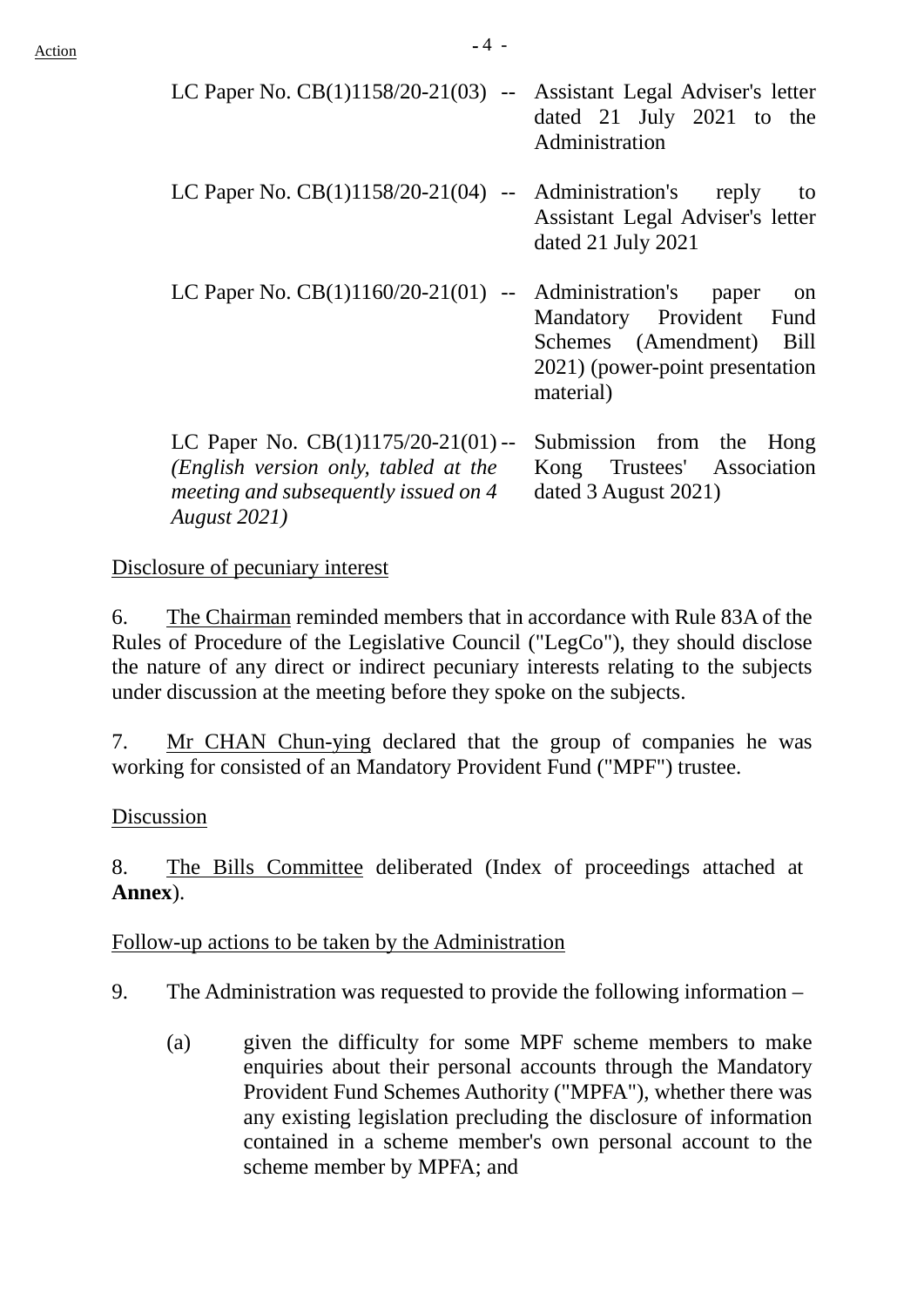| | | |
|---|---|---|
| LC Paper No. CB(1)1158/20-21(03) | -- | Assistant Legal Adviser's letter dated 21 July 2021 to the Administration |
| LC Paper No. CB(1)1158/20-21(04) | -- | Administration's reply to Assistant Legal Adviser's letter dated 21 July 2021 |
| LC Paper No. CB(1)1160/20-21(01) | -- | Administration's paper on Mandatory Provident Fund Schemes (Amendment) Bill 2021) (power-point presentation material) |
| LC Paper No. CB(1)1175/20-21(01) *(English version only, tabled at the meeting and subsequently issued on 4 August 2021)* | -- | Submission from the Hong Kong Trustees' Association dated 3 August 2021) |

Disclosure of pecuniary interest

6. The Chairman reminded members that in accordance with Rule 83A of the Rules of Procedure of the Legislative Council ("LegCo"), they should disclose the nature of any direct or indirect pecuniary interests relating to the subjects under discussion at the meeting before they spoke on the subjects.

7. Mr CHAN Chun-ying declared that the group of companies he was working for consisted of an Mandatory Provident Fund ("MPF") trustee.

Discussion

8. The Bills Committee deliberated (Index of proceedings attached at **Annex**).

Follow-up actions to be taken by the Administration

9. The Administration was requested to provide the following information –

(a) given the difficulty for some MPF scheme members to make enquiries about their personal accounts through the Mandatory Provident Fund Schemes Authority ("MPFA"), whether there was any existing legislation precluding the disclosure of information contained in a scheme member's own personal account to the scheme member by MPFA; and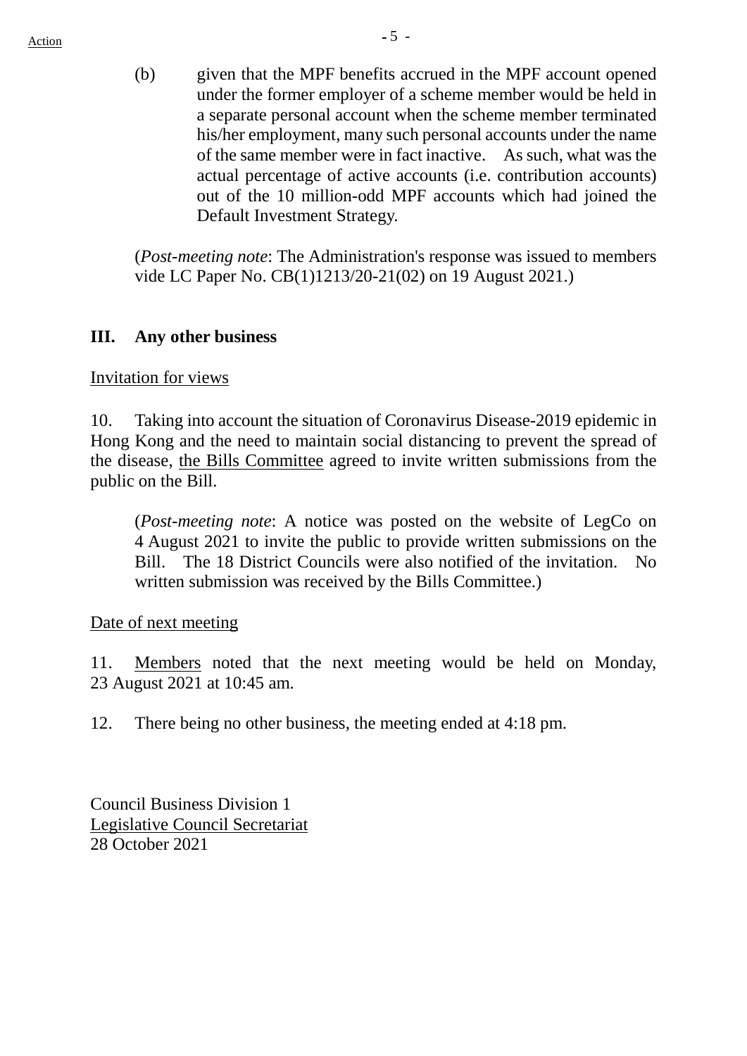(b) given that the MPF benefits accrued in the MPF account opened under the former employer of a scheme member would be held in a separate personal account when the scheme member terminated his/her employment, many such personal accounts under the name of the same member were in fact inactive. As such, what was the actual percentage of active accounts (i.e. contribution accounts) out of the 10 million-odd MPF accounts which had joined the Default Investment Strategy.

(*Post-meeting note*: The Administration's response was issued to members vide LC Paper No. CB(1)1213/20-21(02) on 19 August 2021.)

## III. Any other business

Invitation for views

10. Taking into account the situation of Coronavirus Disease-2019 epidemic in Hong Kong and the need to maintain social distancing to prevent the spread of the disease, the Bills Committee agreed to invite written submissions from the public on the Bill.

(*Post-meeting note*: A notice was posted on the website of LegCo on 4 August 2021 to invite the public to provide written submissions on the Bill. The 18 District Councils were also notified of the invitation. No written submission was received by the Bills Committee.)

Date of next meeting

11. Members noted that the next meeting would be held on Monday, 23 August 2021 at 10:45 am.

12. There being no other business, the meeting ended at 4:18 pm.

Council Business Division 1
Legislative Council Secretariat
28 October 2021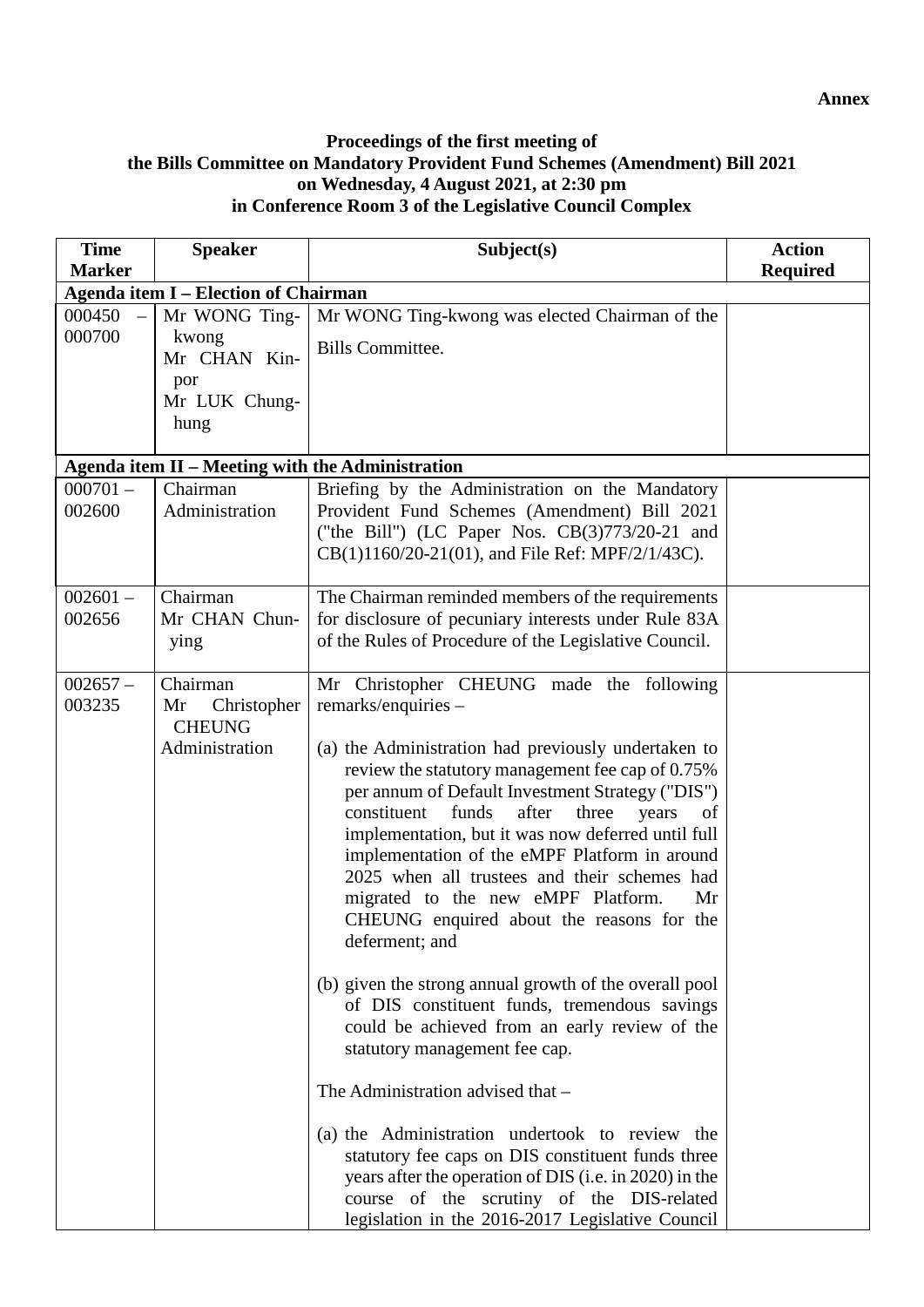**Annex**

**Proceedings of the first meeting of**
**the Bills Committee on Mandatory Provident Fund Schemes (Amendment) Bill 2021**
**on Wednesday, 4 August 2021, at 2:30 pm**
**in Conference Room 3 of the Legislative Council Complex**

| Time Marker | Speaker | Subject(s) | Action Required |
|---|---|---|---|
| **Agenda item I – Election of Chairman** | | | |
| 000450 – 000700 | Mr WONG Ting-kwong<br>Mr CHAN Kin-por<br>Mr LUK Chung-hung | Mr WONG Ting-kwong was elected Chairman of the Bills Committee. | |
| **Agenda item II – Meeting with the Administration** | | | |
| 000701 – 002600 | Chairman<br>Administration | Briefing by the Administration on the Mandatory Provident Fund Schemes (Amendment) Bill 2021 ("the Bill") (LC Paper Nos. CB(3)773/20-21 and CB(1)1160/20-21(01), and File Ref: MPF/2/1/43C). | |
| 002601 – 002656 | Chairman<br>Mr CHAN Chun-ying | The Chairman reminded members of the requirements for disclosure of pecuniary interests under Rule 83A of the Rules of Procedure of the Legislative Council. | |
| 002657 – 003235 | Chairman<br>Mr Christopher CHEUNG<br>Administration | Mr Christopher CHEUNG made the following remarks/enquiries –<br><br>(a) the Administration had previously undertaken to review the statutory management fee cap of 0.75% per annum of Default Investment Strategy ("DIS") constituent funds after three years of implementation, but it was now deferred until full implementation of the eMPF Platform in around 2025 when all trustees and their schemes had migrated to the new eMPF Platform. Mr CHEUNG enquired about the reasons for the deferment; and<br><br>(b) given the strong annual growth of the overall pool of DIS constituent funds, tremendous savings could be achieved from an early review of the statutory management fee cap.<br><br>The Administration advised that –<br><br>(a) the Administration undertook to review the statutory fee caps on DIS constituent funds three years after the operation of DIS (i.e. in 2020) in the course of the scrutiny of the DIS-related legislation in the 2016-2017 Legislative Council | |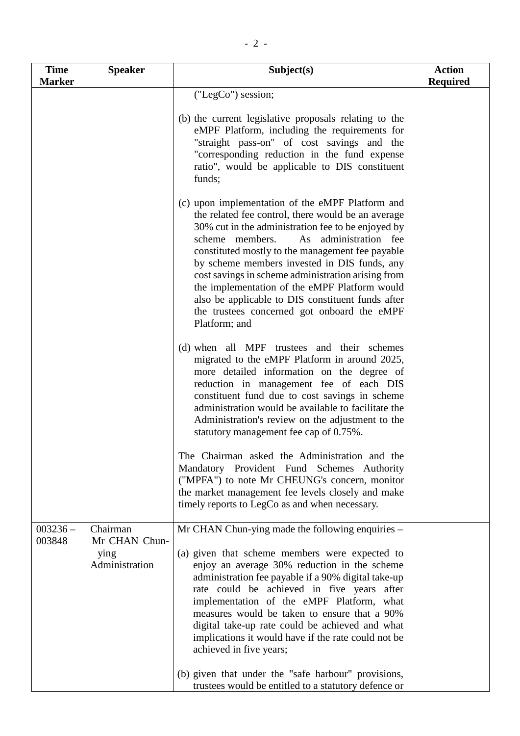| Time Marker | Speaker | Subject(s) | Action Required |
|---|---|---|---|
| | | ("LegCo") session;<br><br>(b) the current legislative proposals relating to the eMPF Platform, including the requirements for "straight pass-on" of cost savings and the "corresponding reduction in the fund expense ratio", would be applicable to DIS constituent funds;<br><br>(c) upon implementation of the eMPF Platform and the related fee control, there would be an average 30% cut in the administration fee to be enjoyed by scheme members. As administration fee constituted mostly to the management fee payable by scheme members invested in DIS funds, any cost savings in scheme administration arising from the implementation of the eMPF Platform would also be applicable to DIS constituent funds after the trustees concerned got onboard the eMPF Platform; and<br><br>(d) when all MPF trustees and their schemes migrated to the eMPF Platform in around 2025, more detailed information on the degree of reduction in management fee of each DIS constituent fund due to cost savings in scheme administration would be available to facilitate the Administration's review on the adjustment to the statutory management fee cap of 0.75%.<br><br>The Chairman asked the Administration and the Mandatory Provident Fund Schemes Authority ("MPFA") to note Mr CHEUNG's concern, monitor the market management fee levels closely and make timely reports to LegCo as and when necessary. | |
| 003236 – 003848 | Chairman<br>Mr CHAN Chun-ying<br>Administration | Mr CHAN Chun-ying made the following enquiries –<br><br>(a) given that scheme members were expected to enjoy an average 30% reduction in the scheme administration fee payable if a 90% digital take-up rate could be achieved in five years after implementation of the eMPF Platform, what measures would be taken to ensure that a 90% digital take-up rate could be achieved and what implications it would have if the rate could not be achieved in five years;<br><br>(b) given that under the "safe harbour" provisions, trustees would be entitled to a statutory defence or | |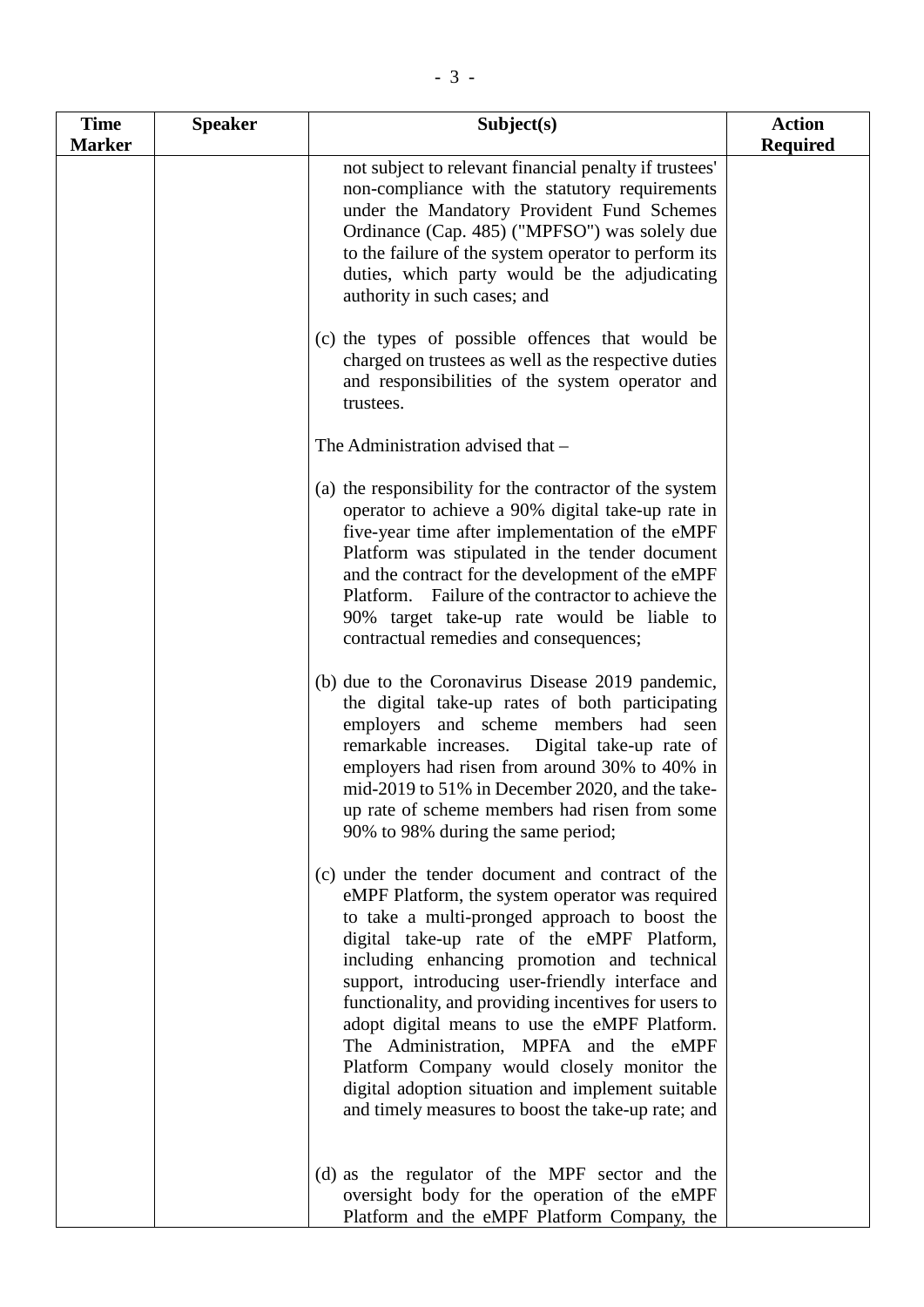| Time Marker | Speaker | Subject(s) | Action Required |
|---|---|---|---|
| | | not subject to relevant financial penalty if trustees' non-compliance with the statutory requirements under the Mandatory Provident Fund Schemes Ordinance (Cap. 485) ("MPFSO") was solely due to the failure of the system operator to perform its duties, which party would be the adjudicating authority in such cases; and<br><br>(c) the types of possible offences that would be charged on trustees as well as the respective duties and responsibilities of the system operator and trustees.<br><br>The Administration advised that –<br><br>(a) the responsibility for the contractor of the system operator to achieve a 90% digital take-up rate in five-year time after implementation of the eMPF Platform was stipulated in the tender document and the contract for the development of the eMPF Platform. Failure of the contractor to achieve the 90% target take-up rate would be liable to contractual remedies and consequences;<br><br>(b) due to the Coronavirus Disease 2019 pandemic, the digital take-up rates of both participating employers and scheme members had seen remarkable increases. Digital take-up rate of employers had risen from around 30% to 40% in mid-2019 to 51% in December 2020, and the take-up rate of scheme members had risen from some 90% to 98% during the same period;<br><br>(c) under the tender document and contract of the eMPF Platform, the system operator was required to take a multi-pronged approach to boost the digital take-up rate of the eMPF Platform, including enhancing promotion and technical support, introducing user-friendly interface and functionality, and providing incentives for users to adopt digital means to use the eMPF Platform. The Administration, MPFA and the eMPF Platform Company would closely monitor the digital adoption situation and implement suitable and timely measures to boost the take-up rate; and<br><br>(d) as the regulator of the MPF sector and the oversight body for the operation of the eMPF Platform and the eMPF Platform Company, the | |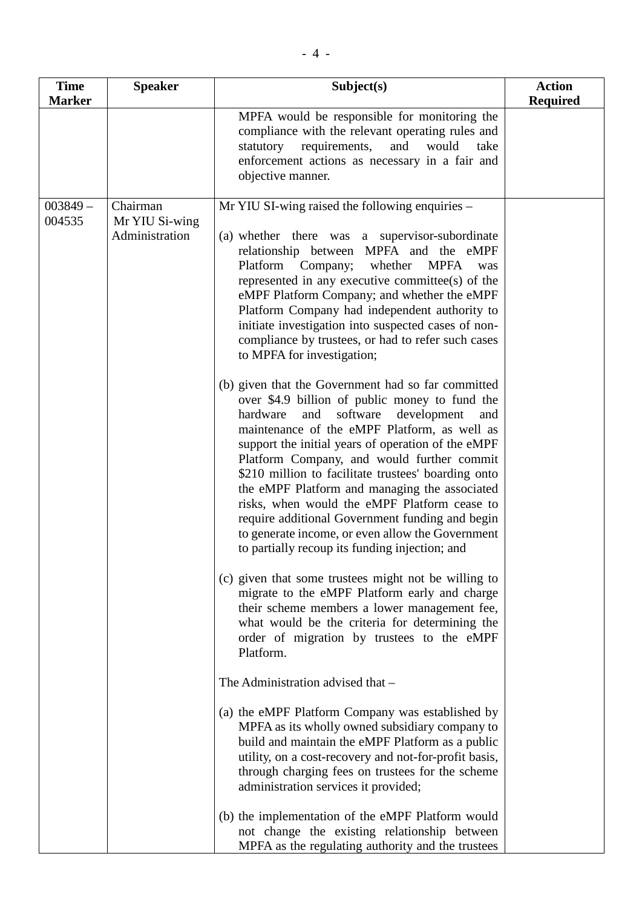| Time Marker | Speaker | Subject(s) | Action Required |
|---|---|---|---|
| | | MPFA would be responsible for monitoring the compliance with the relevant operating rules and statutory requirements, and would take enforcement actions as necessary in a fair and objective manner. | |
| 003849 – 004535 | Chairman<br>Mr YIU Si-wing<br>Administration | Mr YIU SI-wing raised the following enquiries –<br><br>(a) whether there was a supervisor-subordinate relationship between MPFA and the eMPF Platform Company; whether MPFA was represented in any executive committee(s) of the eMPF Platform Company; and whether the eMPF Platform Company had independent authority to initiate investigation into suspected cases of non-compliance by trustees, or had to refer such cases to MPFA for investigation;<br><br>(b) given that the Government had so far committed over $4.9 billion of public money to fund the hardware and software development and maintenance of the eMPF Platform, as well as support the initial years of operation of the eMPF Platform Company, and would further commit $210 million to facilitate trustees' boarding onto the eMPF Platform and managing the associated risks, when would the eMPF Platform cease to require additional Government funding and begin to generate income, or even allow the Government to partially recoup its funding injection; and<br><br>(c) given that some trustees might not be willing to migrate to the eMPF Platform early and charge their scheme members a lower management fee, what would be the criteria for determining the order of migration by trustees to the eMPF Platform.<br><br>The Administration advised that –<br><br>(a) the eMPF Platform Company was established by MPFA as its wholly owned subsidiary company to build and maintain the eMPF Platform as a public utility, on a cost-recovery and not-for-profit basis, through charging fees on trustees for the scheme administration services it provided;<br><br>(b) the implementation of the eMPF Platform would not change the existing relationship between MPFA as the regulating authority and the trustees | |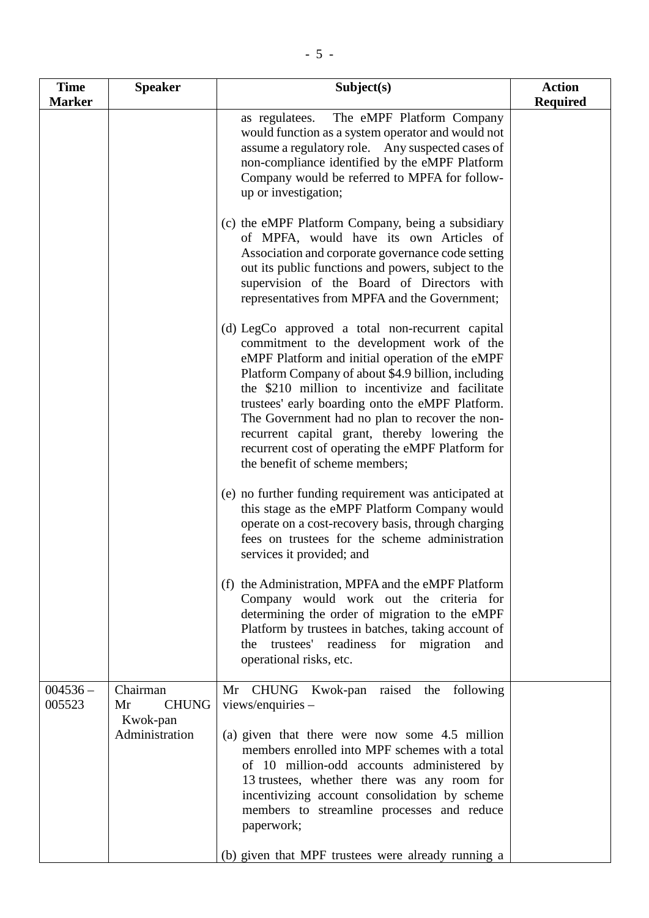| Time Marker | Speaker | Subject(s) | Action Required |
|---|---|---|---|
| | | as regulatees. The eMPF Platform Company would function as a system operator and would not assume a regulatory role. Any suspected cases of non-compliance identified by the eMPF Platform Company would be referred to MPFA for follow-up or investigation;<br><br>(c) the eMPF Platform Company, being a subsidiary of MPFA, would have its own Articles of Association and corporate governance code setting out its public functions and powers, subject to the supervision of the Board of Directors with representatives from MPFA and the Government;<br><br>(d) LegCo approved a total non-recurrent capital commitment to the development work of the eMPF Platform and initial operation of the eMPF Platform Company of about $4.9 billion, including the $210 million to incentivize and facilitate trustees' early boarding onto the eMPF Platform. The Government had no plan to recover the non-recurrent capital grant, thereby lowering the recurrent cost of operating the eMPF Platform for the benefit of scheme members;<br><br>(e) no further funding requirement was anticipated at this stage as the eMPF Platform Company would operate on a cost-recovery basis, through charging fees on trustees for the scheme administration services it provided; and<br><br>(f) the Administration, MPFA and the eMPF Platform Company would work out the criteria for determining the order of migration to the eMPF Platform by trustees in batches, taking account of the trustees' readiness for migration and operational risks, etc. | |
| 004536 – 005523 | Chairman<br>Mr CHUNG Kwok-pan<br>Administration | Mr CHUNG Kwok-pan raised the following views/enquiries –<br><br>(a) given that there were now some 4.5 million members enrolled into MPF schemes with a total of 10 million-odd accounts administered by 13 trustees, whether there was any room for incentivizing account consolidation by scheme members to streamline processes and reduce paperwork;<br><br>(b) given that MPF trustees were already running a | |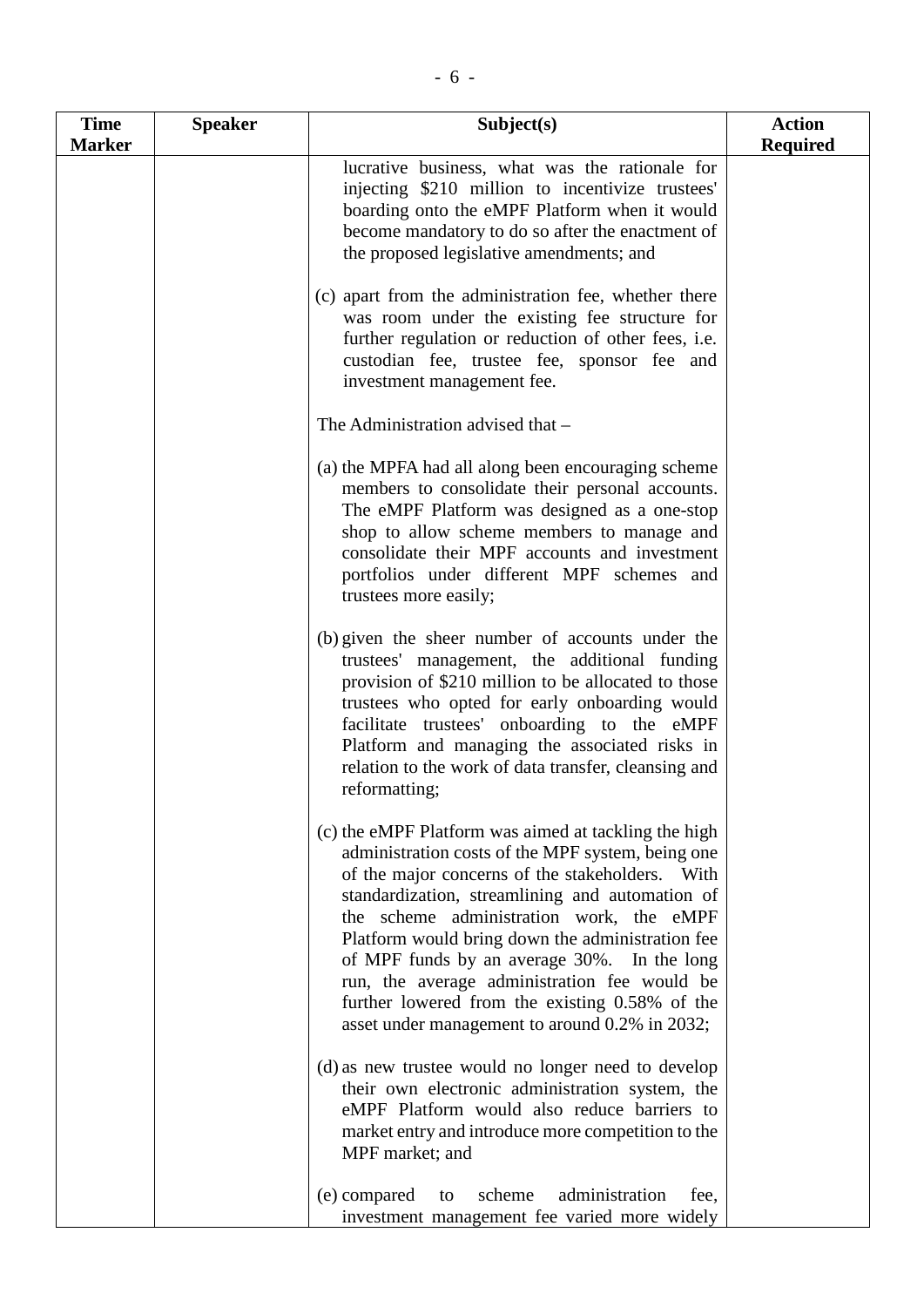| Time Marker | Speaker | Subject(s) | Action Required |
|---|---|---|---|
| | | lucrative business, what was the rationale for injecting $210 million to incentivize trustees' boarding onto the eMPF Platform when it would become mandatory to do so after the enactment of the proposed legislative amendments; and<br><br>(c) apart from the administration fee, whether there was room under the existing fee structure for further regulation or reduction of other fees, i.e. custodian fee, trustee fee, sponsor fee and investment management fee.<br><br>The Administration advised that –<br><br>(a) the MPFA had all along been encouraging scheme members to consolidate their personal accounts. The eMPF Platform was designed as a one-stop shop to allow scheme members to manage and consolidate their MPF accounts and investment portfolios under different MPF schemes and trustees more easily;<br><br>(b) given the sheer number of accounts under the trustees' management, the additional funding provision of $210 million to be allocated to those trustees who opted for early onboarding would facilitate trustees' onboarding to the eMPF Platform and managing the associated risks in relation to the work of data transfer, cleansing and reformatting;<br><br>(c) the eMPF Platform was aimed at tackling the high administration costs of the MPF system, being one of the major concerns of the stakeholders. With standardization, streamlining and automation of the scheme administration work, the eMPF Platform would bring down the administration fee of MPF funds by an average 30%. In the long run, the average administration fee would be further lowered from the existing 0.58% of the asset under management to around 0.2% in 2032;<br><br>(d) as new trustee would no longer need to develop their own electronic administration system, the eMPF Platform would also reduce barriers to market entry and introduce more competition to the MPF market; and<br><br>(e) compared to scheme administration fee, investment management fee varied more widely | |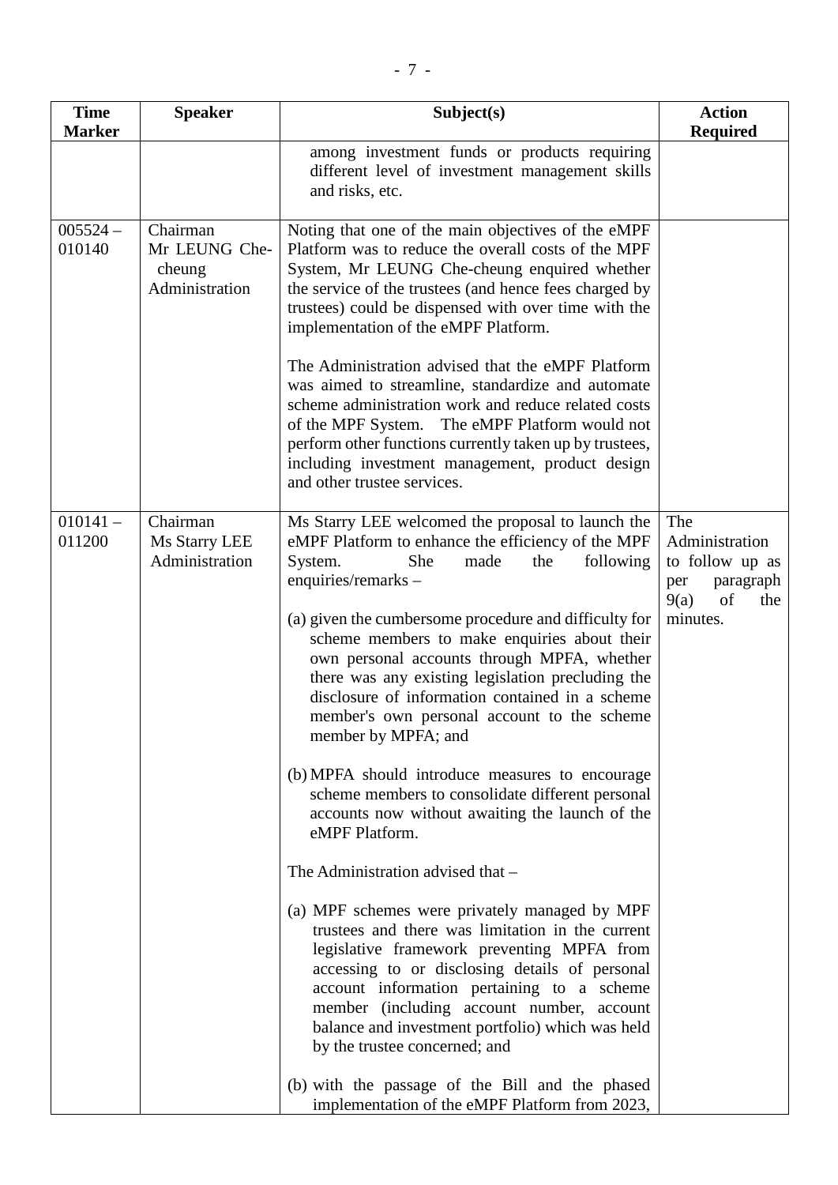| Time Marker | Speaker | Subject(s) | Action Required |
|---|---|---|---|
| | | among investment funds or products requiring different level of investment management skills and risks, etc. | |
| 005524 – 010140 | Chairman<br>Mr LEUNG Che-cheung<br>Administration | Noting that one of the main objectives of the eMPF Platform was to reduce the overall costs of the MPF System, Mr LEUNG Che-cheung enquired whether the service of the trustees (and hence fees charged by trustees) could be dispensed with over time with the implementation of the eMPF Platform.<br><br>The Administration advised that the eMPF Platform was aimed to streamline, standardize and automate scheme administration work and reduce related costs of the MPF System. The eMPF Platform would not perform other functions currently taken up by trustees, including investment management, product design and other trustee services. | |
| 010141 – 011200 | Chairman<br>Ms Starry LEE<br>Administration | Ms Starry LEE welcomed the proposal to launch the eMPF Platform to enhance the efficiency of the MPF System. She made the following enquiries/remarks –<br><br>(a) given the cumbersome procedure and difficulty for scheme members to make enquiries about their own personal accounts through MPFA, whether there was any existing legislation precluding the disclosure of information contained in a scheme member's own personal account to the scheme member by MPFA; and<br><br>(b) MPFA should introduce measures to encourage scheme members to consolidate different personal accounts now without awaiting the launch of the eMPF Platform.<br><br>The Administration advised that –<br><br>(a) MPF schemes were privately managed by MPF trustees and there was limitation in the current legislative framework preventing MPFA from accessing to or disclosing details of personal account information pertaining to a scheme member (including account number, account balance and investment portfolio) which was held by the trustee concerned; and<br><br>(b) with the passage of the Bill and the phased implementation of the eMPF Platform from 2023, | The Administration to follow up as per paragraph 9(a) of the minutes. |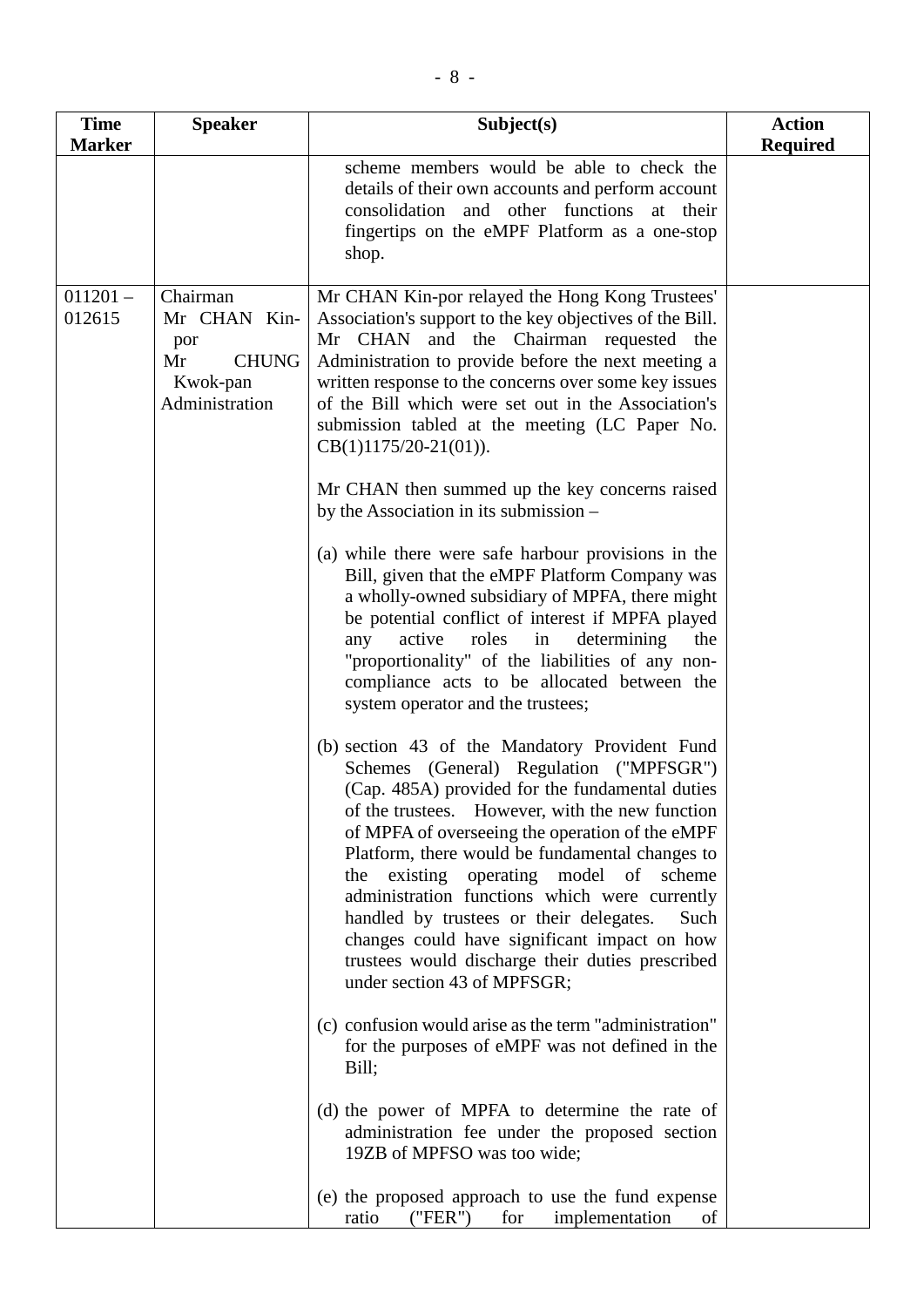| Time Marker | Speaker | Subject(s) | Action Required |
|---|---|---|---|
| | | scheme members would be able to check the details of their own accounts and perform account consolidation and other functions at their fingertips on the eMPF Platform as a one-stop shop. | |
| 011201 – 012615 | Chairman<br>Mr CHAN Kin-por<br>Mr CHUNG Kwok-pan<br>Administration | Mr CHAN Kin-por relayed the Hong Kong Trustees' Association's support to the key objectives of the Bill. Mr CHAN and the Chairman requested the Administration to provide before the next meeting a written response to the concerns over some key issues of the Bill which were set out in the Association's submission tabled at the meeting (LC Paper No. CB(1)1175/20-21(01)).<br><br>Mr CHAN then summed up the key concerns raised by the Association in its submission –<br><br>(a) while there were safe harbour provisions in the Bill, given that the eMPF Platform Company was a wholly-owned subsidiary of MPFA, there might be potential conflict of interest if MPFA played any active roles in determining the "proportionality" of the liabilities of any non-compliance acts to be allocated between the system operator and the trustees;<br><br>(b) section 43 of the Mandatory Provident Fund Schemes (General) Regulation ("MPFSGR") (Cap. 485A) provided for the fundamental duties of the trustees. However, with the new function of MPFA of overseeing the operation of the eMPF Platform, there would be fundamental changes to the existing operating model of scheme administration functions which were currently handled by trustees or their delegates. Such changes could have significant impact on how trustees would discharge their duties prescribed under section 43 of MPFSGR;<br><br>(c) confusion would arise as the term "administration" for the purposes of eMPF was not defined in the Bill;<br><br>(d) the power of MPFA to determine the rate of administration fee under the proposed section 19ZB of MPFSO was too wide;<br><br>(e) the proposed approach to use the fund expense ratio ("FER") for implementation of | |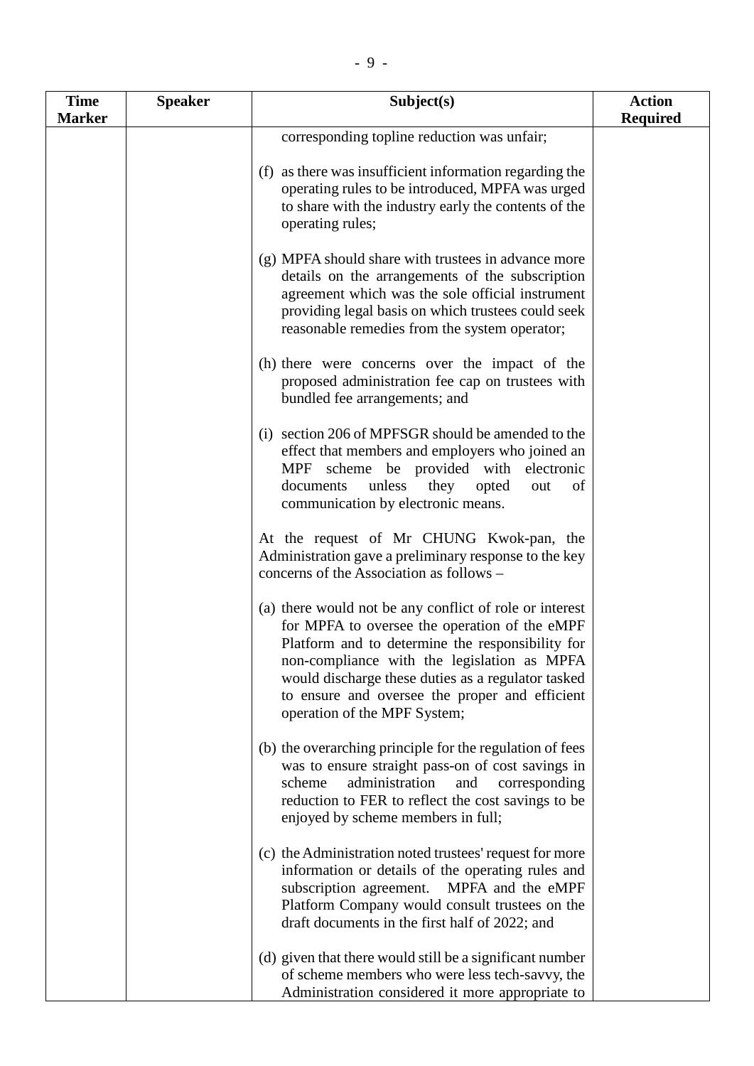| Time Marker | Speaker | Subject(s) | Action Required |
|---|---|---|---|
| | | corresponding topline reduction was unfair;<br><br>(f) as there was insufficient information regarding the operating rules to be introduced, MPFA was urged to share with the industry early the contents of the operating rules;<br><br>(g) MPFA should share with trustees in advance more details on the arrangements of the subscription agreement which was the sole official instrument providing legal basis on which trustees could seek reasonable remedies from the system operator;<br><br>(h) there were concerns over the impact of the proposed administration fee cap on trustees with bundled fee arrangements; and<br><br>(i) section 206 of MPFSGR should be amended to the effect that members and employers who joined an MPF scheme be provided with electronic documents unless they opted out of communication by electronic means.<br><br>At the request of Mr CHUNG Kwok-pan, the Administration gave a preliminary response to the key concerns of the Association as follows –<br><br>(a) there would not be any conflict of role or interest for MPFA to oversee the operation of the eMPF Platform and to determine the responsibility for non-compliance with the legislation as MPFA would discharge these duties as a regulator tasked to ensure and oversee the proper and efficient operation of the MPF System;<br><br>(b) the overarching principle for the regulation of fees was to ensure straight pass-on of cost savings in scheme administration and corresponding reduction to FER to reflect the cost savings to be enjoyed by scheme members in full;<br><br>(c) the Administration noted trustees' request for more information or details of the operating rules and subscription agreement. MPFA and the eMPF Platform Company would consult trustees on the draft documents in the first half of 2022; and<br><br>(d) given that there would still be a significant number of scheme members who were less tech-savvy, the Administration considered it more appropriate to | |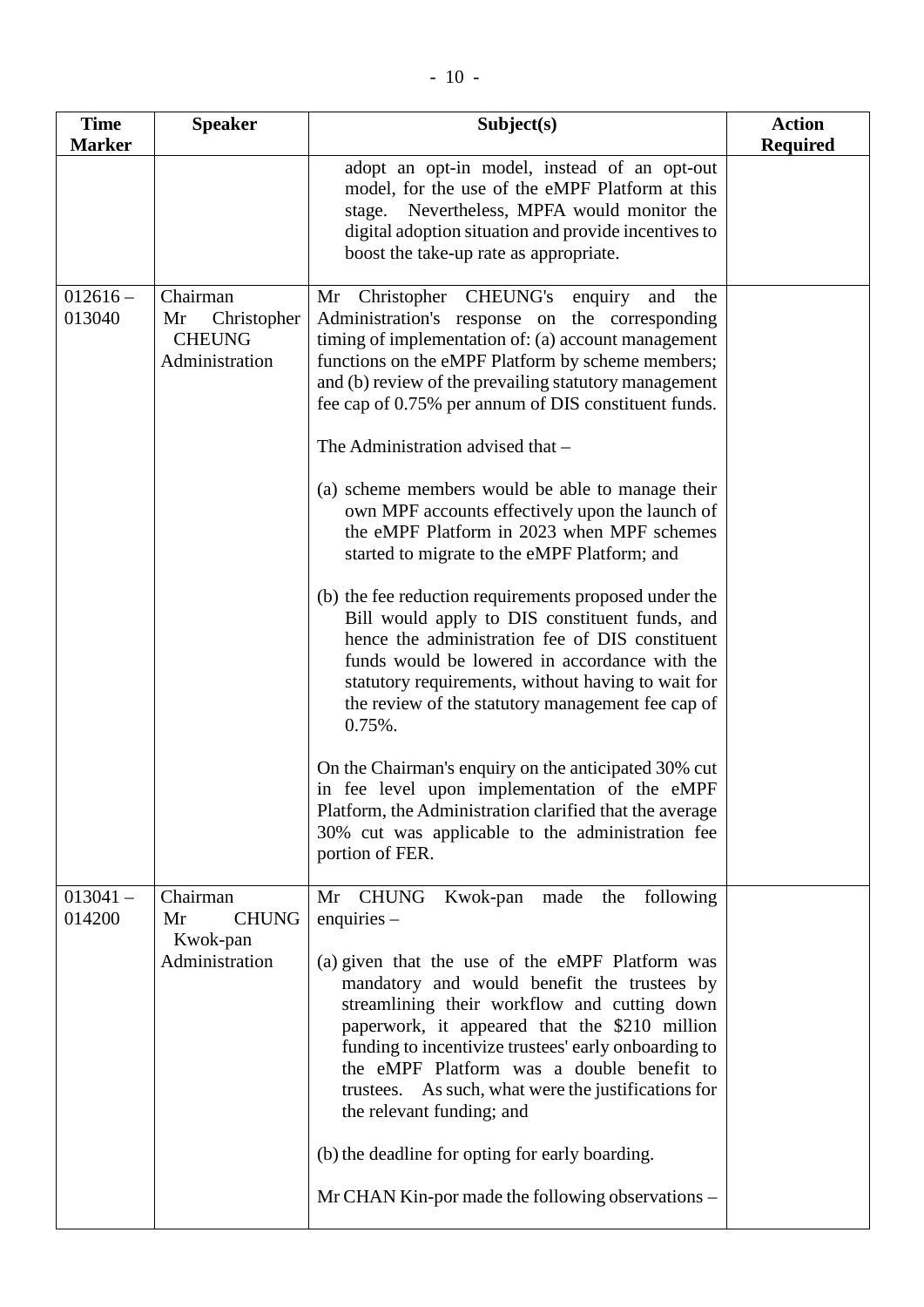| Time Marker | Speaker | Subject(s) | Action Required |
|---|---|---|---|
| | | adopt an opt-in model, instead of an opt-out model, for the use of the eMPF Platform at this stage. Nevertheless, MPFA would monitor the digital adoption situation and provide incentives to boost the take-up rate as appropriate. | |
| 012616 – 013040 | Chairman<br>Mr Christopher CHEUNG<br>Administration | Mr Christopher CHEUNG's enquiry and the Administration's response on the corresponding timing of implementation of: (a) account management functions on the eMPF Platform by scheme members; and (b) review of the prevailing statutory management fee cap of 0.75% per annum of DIS constituent funds.<br><br>The Administration advised that –<br><br>(a) scheme members would be able to manage their own MPF accounts effectively upon the launch of the eMPF Platform in 2023 when MPF schemes started to migrate to the eMPF Platform; and<br><br>(b) the fee reduction requirements proposed under the Bill would apply to DIS constituent funds, and hence the administration fee of DIS constituent funds would be lowered in accordance with the statutory requirements, without having to wait for the review of the statutory management fee cap of 0.75%.<br><br>On the Chairman's enquiry on the anticipated 30% cut in fee level upon implementation of the eMPF Platform, the Administration clarified that the average 30% cut was applicable to the administration fee portion of FER. | |
| 013041 – 014200 | Chairman<br>Mr CHUNG Kwok-pan<br>Administration | Mr CHUNG Kwok-pan made the following enquiries –<br><br>(a) given that the use of the eMPF Platform was mandatory and would benefit the trustees by streamlining their workflow and cutting down paperwork, it appeared that the $210 million funding to incentivize trustees' early onboarding to the eMPF Platform was a double benefit to trustees. As such, what were the justifications for the relevant funding; and<br><br>(b) the deadline for opting for early boarding.<br><br>Mr CHAN Kin-por made the following observations – | |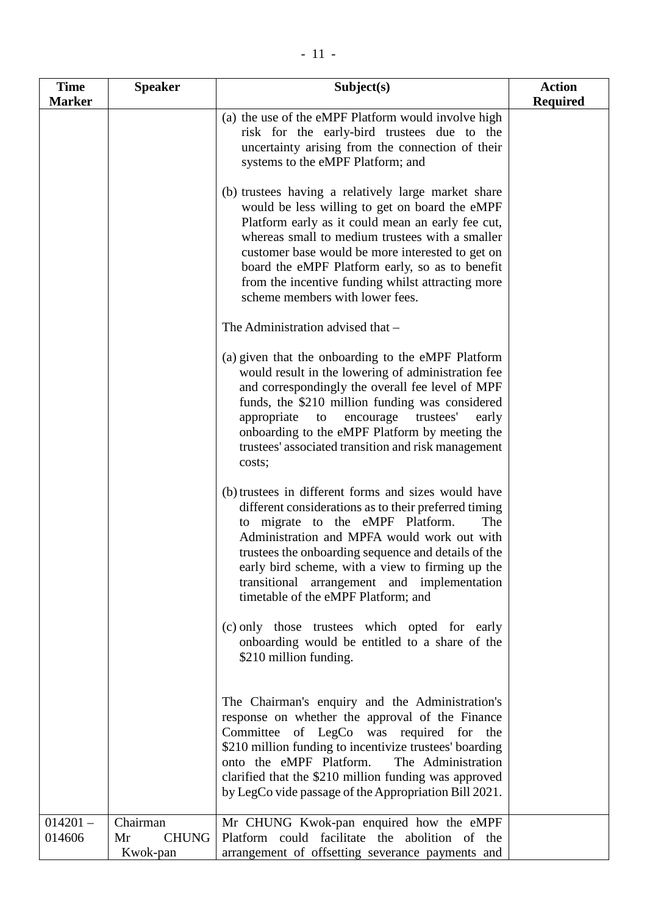| Time Marker | Speaker | Subject(s) | Action Required |
|---|---|---|---|
| | | (a) the use of the eMPF Platform would involve high risk for the early-bird trustees due to the uncertainty arising from the connection of their systems to the eMPF Platform; and<br><br>(b) trustees having a relatively large market share would be less willing to get on board the eMPF Platform early as it could mean an early fee cut, whereas small to medium trustees with a smaller customer base would be more interested to get on board the eMPF Platform early, so as to benefit from the incentive funding whilst attracting more scheme members with lower fees.<br><br>The Administration advised that –<br><br>(a) given that the onboarding to the eMPF Platform would result in the lowering of administration fee and correspondingly the overall fee level of MPF funds, the $210 million funding was considered appropriate to encourage trustees' early onboarding to the eMPF Platform by meeting the trustees' associated transition and risk management costs;<br><br>(b) trustees in different forms and sizes would have different considerations as to their preferred timing to migrate to the eMPF Platform. The Administration and MPFA would work out with trustees the onboarding sequence and details of the early bird scheme, with a view to firming up the transitional arrangement and implementation timetable of the eMPF Platform; and<br><br>(c) only those trustees which opted for early onboarding would be entitled to a share of the $210 million funding.<br><br>The Chairman's enquiry and the Administration's response on whether the approval of the Finance Committee of LegCo was required for the $210 million funding to incentivize trustees' boarding onto the eMPF Platform. The Administration clarified that the $210 million funding was approved by LegCo vide passage of the Appropriation Bill 2021. | |
| 014201 – 014606 | Chairman<br>Mr CHUNG Kwok-pan | Mr CHUNG Kwok-pan enquired how the eMPF Platform could facilitate the abolition of the arrangement of offsetting severance payments and | |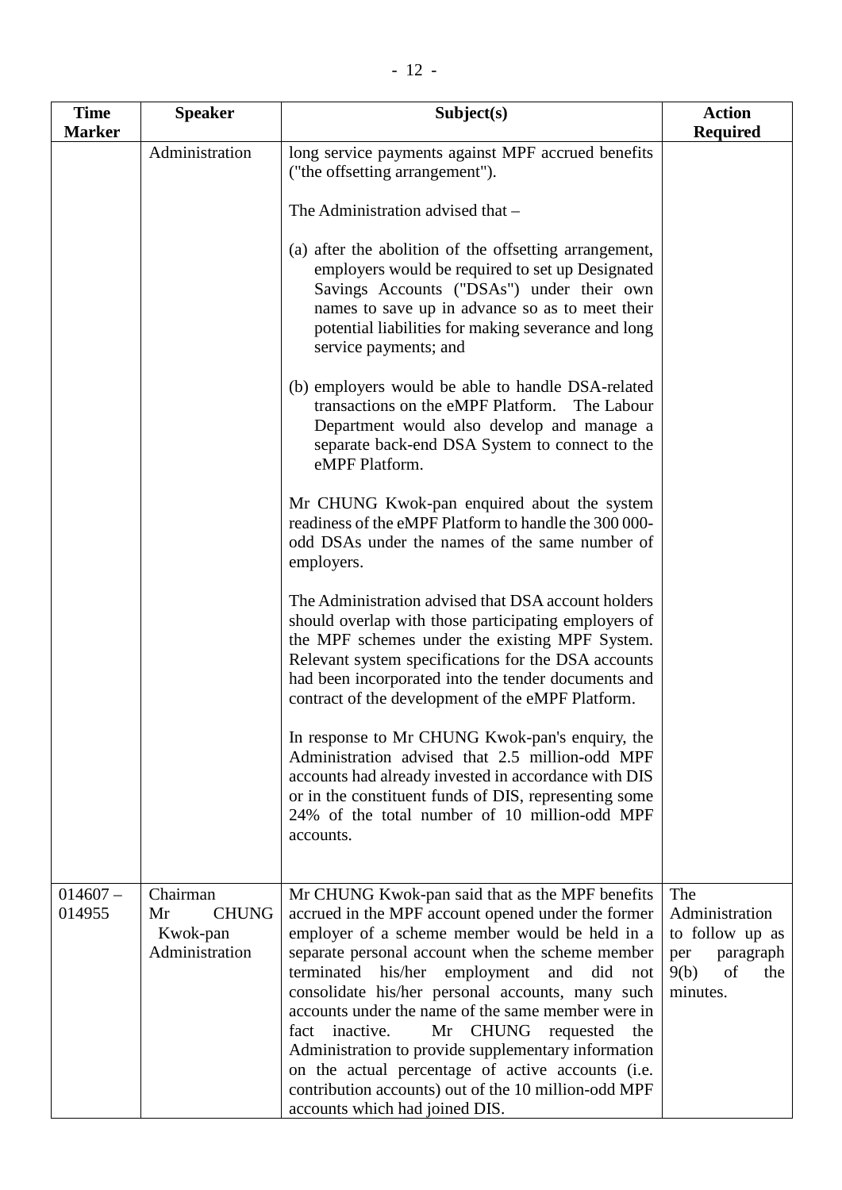| Time Marker | Speaker | Subject(s) | Action Required |
|---|---|---|---|
| | Administration | long service payments against MPF accrued benefits ("the offsetting arrangement").<br><br>The Administration advised that –<br><br>(a) after the abolition of the offsetting arrangement, employers would be required to set up Designated Savings Accounts ("DSAs") under their own names to save up in advance so as to meet their potential liabilities for making severance and long service payments; and<br><br>(b) employers would be able to handle DSA-related transactions on the eMPF Platform. The Labour Department would also develop and manage a separate back-end DSA System to connect to the eMPF Platform.<br><br>Mr CHUNG Kwok-pan enquired about the system readiness of the eMPF Platform to handle the 300 000-odd DSAs under the names of the same number of employers.<br><br>The Administration advised that DSA account holders should overlap with those participating employers of the MPF schemes under the existing MPF System. Relevant system specifications for the DSA accounts had been incorporated into the tender documents and contract of the development of the eMPF Platform.<br><br>In response to Mr CHUNG Kwok-pan's enquiry, the Administration advised that 2.5 million-odd MPF accounts had already invested in accordance with DIS or in the constituent funds of DIS, representing some 24% of the total number of 10 million-odd MPF accounts. | |
| 014607 – 014955 | Chairman<br>Mr CHUNG Kwok-pan<br>Administration | Mr CHUNG Kwok-pan said that as the MPF benefits accrued in the MPF account opened under the former employer of a scheme member would be held in a separate personal account when the scheme member terminated his/her employment and did not consolidate his/her personal accounts, many such accounts under the name of the same member were in fact inactive. Mr CHUNG requested the Administration to provide supplementary information on the actual percentage of active accounts (i.e. contribution accounts) out of the 10 million-odd MPF accounts which had joined DIS. | The Administration to follow up as per paragraph 9(b) of the minutes. |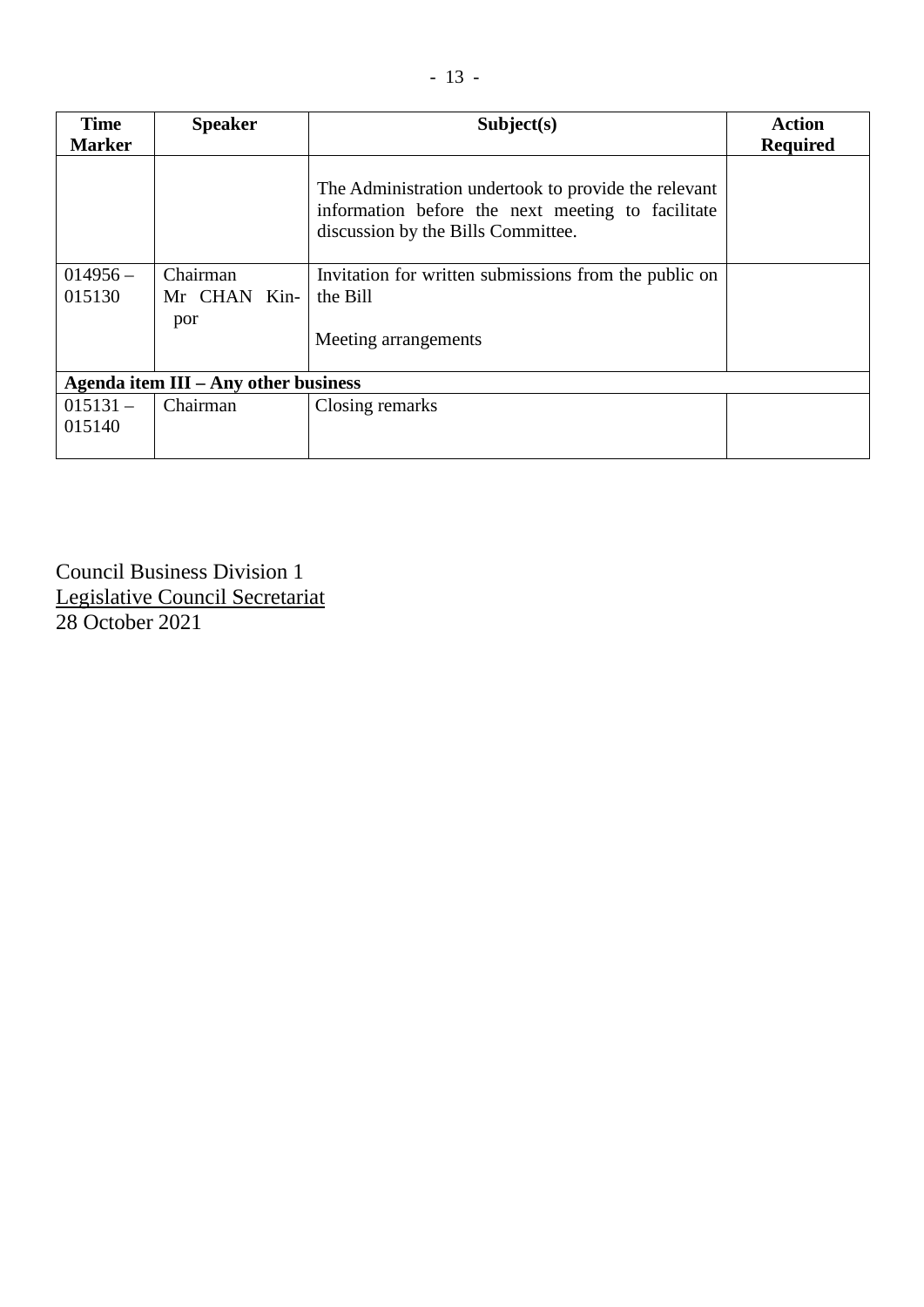| Time Marker | Speaker | Subject(s) | Action Required |
|---|---|---|---|
| | | The Administration undertook to provide the relevant information before the next meeting to facilitate discussion by the Bills Committee. | |
| 014956 – 015130 | Chairman<br>Mr CHAN Kin-por | Invitation for written submissions from the public on the Bill<br><br>Meeting arrangements | |
| **Agenda item III – Any other business** | | | |
| 015131 – 015140 | Chairman | Closing remarks | |

Council Business Division 1
Legislative Council Secretariat
28 October 2021